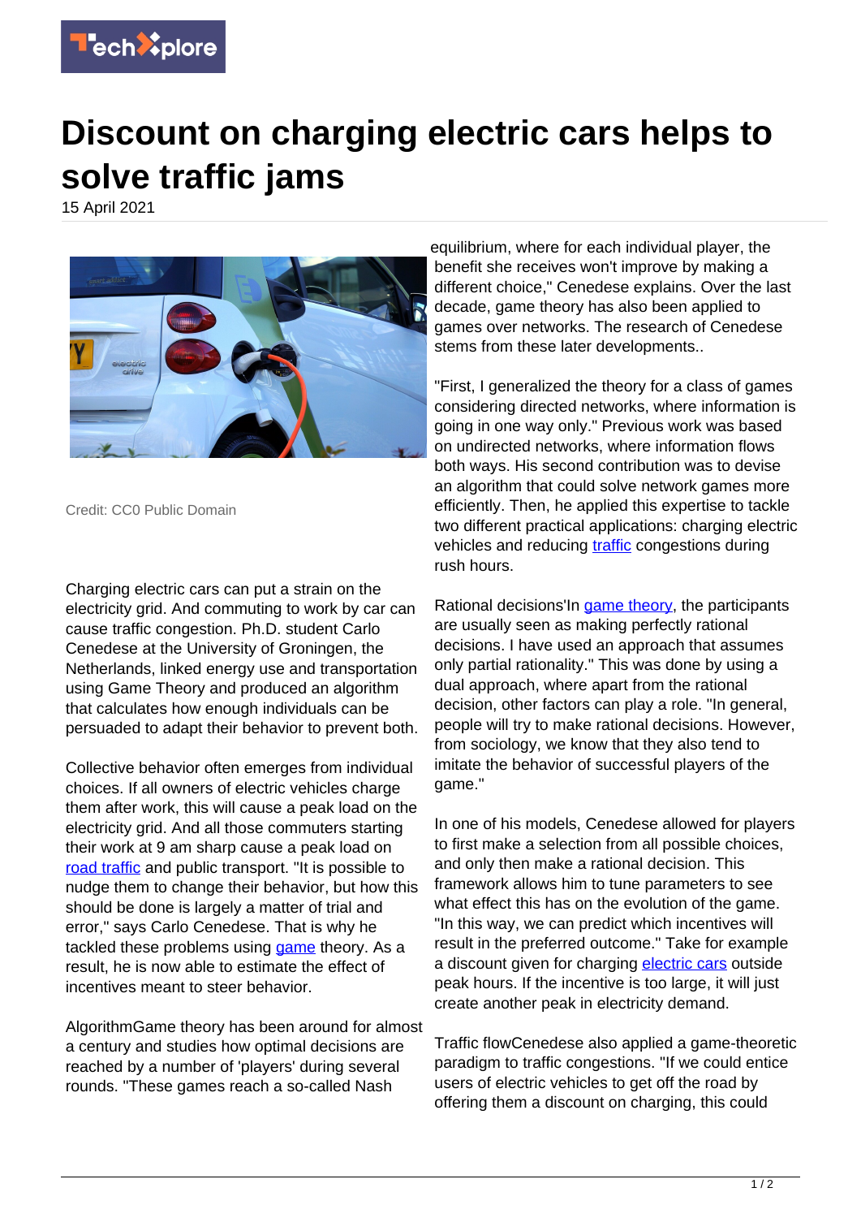# Discount on charging electric cars helps to solve traffic jams

15 April 2021

Credit: CC0 Public Domain

Charging electric cars can put a strain on the electricity grid. And commuting to work by car can cause traffic congestion. Ph.D. student Carlo Cenedese at the University of Groningen, the Netherlands, linked energy use and transportation using Game Theory and produced an algorithm that calculates how enough individuals can be persuaded to adapt their behavior to prevent both.

Collective behavior often emerges from individual choices. If all owners of electric vehicles charge them after work, this will cause a peak load on the electricity grid. And all those commuters starting their work at 9 am sharp cause a peak load on road traffic and public transport. "It is possible to nudge them to change their behavior, but how this should be done is largely a matter of trial and error," says Carlo Cenedese. That is why he tackled these problems using game theory. As a result, he is now able to estimate the effect of incentives meant to steer behavior.

AlgorithmGame theory has been around for almost a century and studies how optimal decisions are reached by a number of 'players' during several rounds. "These games reach a so-called Nash equilibrium, where for each individual player, the benefit she receives won't improve by making a different choice," Cenedese explains. Over the last decade, game theory has also been applied to games over networks. The research of Cenedese stems from these later developments..

"First, I generalized the theory for a class of games considering directed networks, where information is going in one way only." Previous work was based on undirected networks, where information flows both ways. His second contribution was to devise an algorithm that could solve network games more efficiently. Then, he applied this expertise to tackle two different practical applications: charging electric vehicles and reducing traffic congestions during rush hours.

Rational decisions'In game theory, the participants are usually seen as making perfectly rational decisions. I have used an approach that assumes only partial rationality." This was done by using a dual approach, where apart from the rational decision, other factors can play a role. "In general, people will try to make rational decisions. However, from sociology, we know that they also tend to imitate the behavior of successful players of the game."

In one of his models, Cenedese allowed for players to first make a selection from all possible choices, and only then make a rational decision. This framework allows him to tune parameters to see what effect this has on the evolution of the game. "In this way, we can predict which incentives will result in the preferred outcome." Take for example a discount given for charging electric cars outside peak hours. If the incentive is too large, it will just create another peak in electricity demand.

Traffic flowCenedese also applied a game-theoretic paradigm to traffic congestions. "If we could entice users of electric vehicles to get off the road by offering them a discount on charging, this could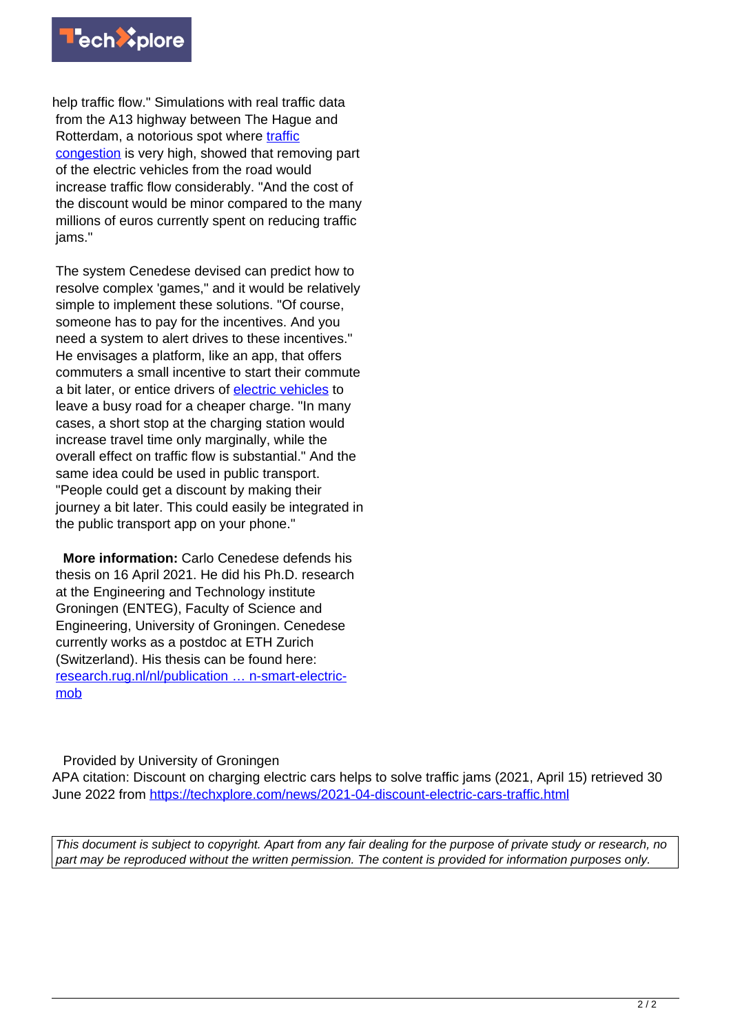help traffic flow." Simulations with real traffic data from the A13 highway between The Hague and Rotterdam, a notorious spot where traffic congestion is very high, showed that removing part of the electric vehicles from the road would increase traffic flow considerably. "And the cost of the discount would be minor compared to the many millions of euros currently spent on reducing traffic jams."

The system Cenedese devised can predict how to resolve complex 'games," and it would be relatively simple to implement these solutions. "Of course, someone has to pay for the incentives. And you need a system to alert drives to these incentives." He envisages a platform, like an app, that offers commuters a small incentive to start their commute a bit later, or entice drivers of electric vehicles to leave a busy road for a cheaper charge. "In many cases, a short stop at the charging station would increase travel time only marginally, while the overall effect on traffic flow is substantial." And the same idea could be used in public transport. "People could get a discount by making their journey a bit later. This could easily be integrated in the public transport app on your phone."

**More information:** Carlo Cenedese defends his thesis on 16 April 2021. He did his Ph.D. research at the Engineering and Technology institute Groningen (ENTEG), Faculty of Science and Engineering, University of Groningen. Cenedese currently works as a postdoc at ETH Zurich (Switzerland). His thesis can be found here: research.rug.nl/nl/publication … n-smart-electric-mob

Provided by University of Groningen

APA citation: Discount on charging electric cars helps to solve traffic jams (2021, April 15) retrieved 30 June 2022 from https://techxplore.com/news/2021-04-discount-electric-cars-traffic.html

*This document is subject to copyright. Apart from any fair dealing for the purpose of private study or research, no part may be reproduced without the written permission. The content is provided for information purposes only.*